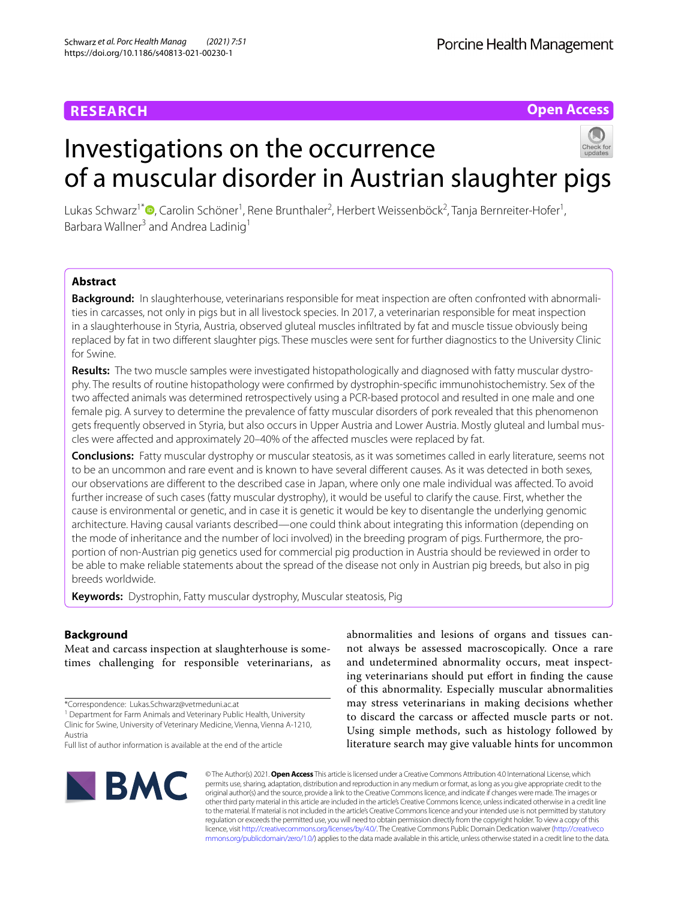**RESEARCH** **Open Access**

# Investigations on the occurrence of a muscular disorder in Austrian slaughter pigs

Lukas Schwarz[1*], Carolin Schöner[1], Rene Brunthaler[2], Herbert Weissenböck[2], Tanja Bernreiter-Hofer[1], Barbara Wallner[3] and Andrea Ladinig[1]

## Abstract

**Background:** In slaughterhouse, veterinarians responsible for meat inspection are often confronted with abnormalities in carcasses, not only in pigs but in all livestock species. In 2017, a veterinarian responsible for meat inspection in a slaughterhouse in Styria, Austria, observed gluteal muscles infiltrated by fat and muscle tissue obviously being replaced by fat in two different slaughter pigs. These muscles were sent for further diagnostics to the University Clinic for Swine.

**Results:** The two muscle samples were investigated histopathologically and diagnosed with fatty muscular dystrophy. The results of routine histopathology were confirmed by dystrophin-specific immunohistochemistry. Sex of the two affected animals was determined retrospectively using a PCR-based protocol and resulted in one male and one female pig. A survey to determine the prevalence of fatty muscular disorders of pork revealed that this phenomenon gets frequently observed in Styria, but also occurs in Upper Austria and Lower Austria. Mostly gluteal and lumbal muscles were affected and approximately 20–40% of the affected muscles were replaced by fat.

**Conclusions:** Fatty muscular dystrophy or muscular steatosis, as it was sometimes called in early literature, seems not to be an uncommon and rare event and is known to have several different causes. As it was detected in both sexes, our observations are different to the described case in Japan, where only one male individual was affected. To avoid further increase of such cases (fatty muscular dystrophy), it would be useful to clarify the cause. First, whether the cause is environmental or genetic, and in case it is genetic it would be key to disentangle the underlying genomic architecture. Having causal variants described—one could think about integrating this information (depending on the mode of inheritance and the number of loci involved) in the breeding program of pigs. Furthermore, the proportion of non-Austrian pig genetics used for commercial pig production in Austria should be reviewed in order to be able to make reliable statements about the spread of the disease not only in Austrian pig breeds, but also in pig breeds worldwide.

**Keywords:** Dystrophin, Fatty muscular dystrophy, Muscular steatosis, Pig

## Background

Meat and carcass inspection at slaughterhouse is sometimes challenging for responsible veterinarians, as abnormalities and lesions of organs and tissues cannot always be assessed macroscopically. Once a rare and undetermined abnormality occurs, meat inspecting veterinarians should put effort in finding the cause of this abnormality. Especially muscular abnormalities may stress veterinarians in making decisions whether to discard the carcass or affected muscle parts or not. Using simple methods, such as histology followed by literature search may give valuable hints for uncommon

*Correspondence: Lukas.Schwarz@vetmeduni.ac.at

[1] Department for Farm Animals and Veterinary Public Health, University Clinic for Swine, University of Veterinary Medicine, Vienna, Vienna A-1210, Austria

Full list of author information is available at the end of the article

© The Author(s) 2021. **Open Access** This article is licensed under a Creative Commons Attribution 4.0 International License, which permits use, sharing, adaptation, distribution and reproduction in any medium or format, as long as you give appropriate credit to the original author(s) and the source, provide a link to the Creative Commons licence, and indicate if changes were made. The images or other third party material in this article are included in the article's Creative Commons licence, unless indicated otherwise in a credit line to the material. If material is not included in the article's Creative Commons licence and your intended use is not permitted by statutory regulation or exceeds the permitted use, you will need to obtain permission directly from the copyright holder. To view a copy of this licence, visit http://creativecommons.org/licenses/by/4.0/. The Creative Commons Public Domain Dedication waiver (http://creativecommons.org/publicdomain/zero/1.0/) applies to the data made available in this article, unless otherwise stated in a credit line to the data.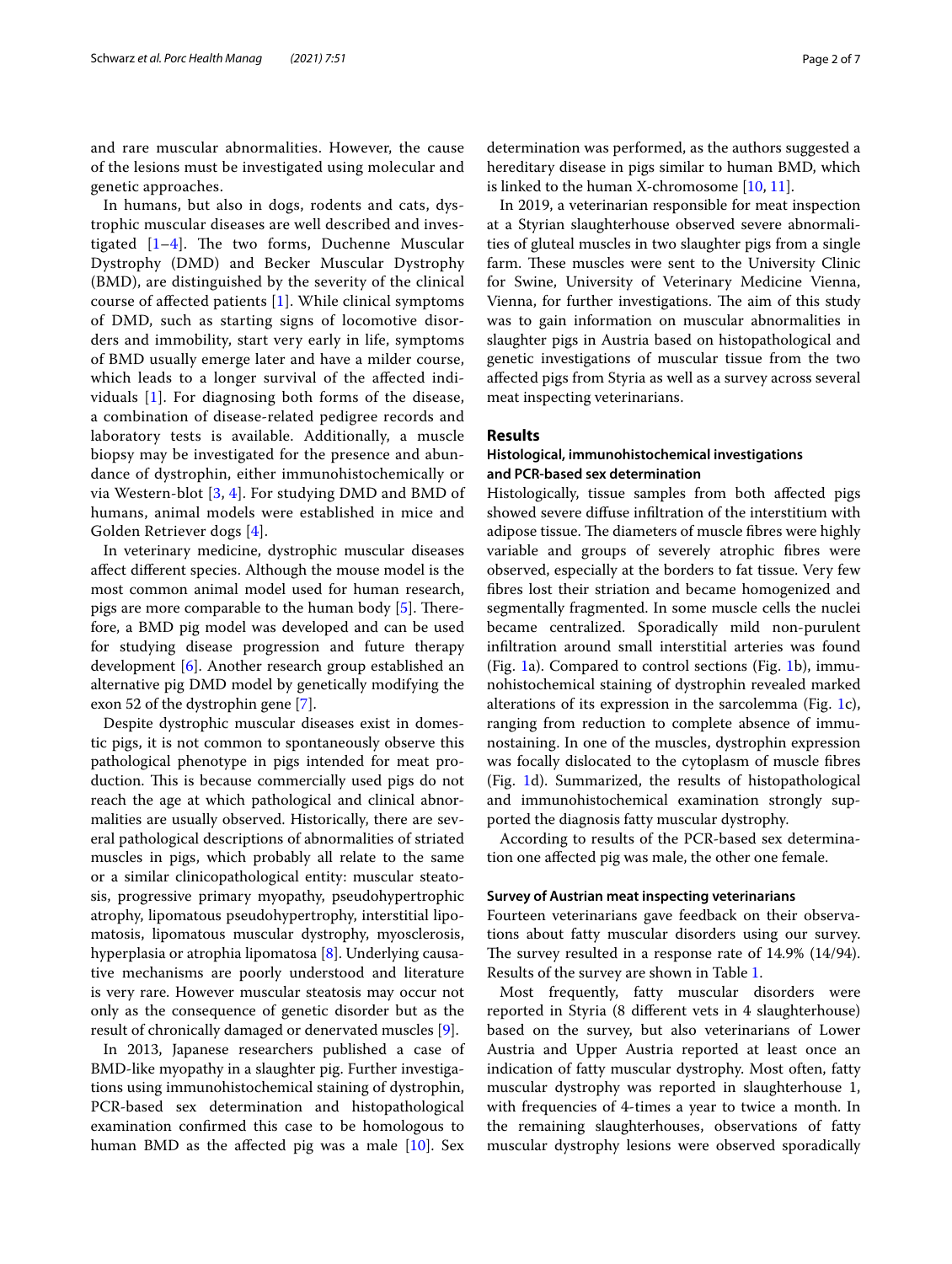and rare muscular abnormalities. However, the cause of the lesions must be investigated using molecular and genetic approaches.

In humans, but also in dogs, rodents and cats, dystrophic muscular diseases are well described and investigated [1–4]. The two forms, Duchenne Muscular Dystrophy (DMD) and Becker Muscular Dystrophy (BMD), are distinguished by the severity of the clinical course of affected patients [1]. While clinical symptoms of DMD, such as starting signs of locomotive disorders and immobility, start very early in life, symptoms of BMD usually emerge later and have a milder course, which leads to a longer survival of the affected individuals [1]. For diagnosing both forms of the disease, a combination of disease-related pedigree records and laboratory tests is available. Additionally, a muscle biopsy may be investigated for the presence and abundance of dystrophin, either immunohistochemically or via Western-blot [3, 4]. For studying DMD and BMD of humans, animal models were established in mice and Golden Retriever dogs [4].

In veterinary medicine, dystrophic muscular diseases affect different species. Although the mouse model is the most common animal model used for human research, pigs are more comparable to the human body [5]. Therefore, a BMD pig model was developed and can be used for studying disease progression and future therapy development [6]. Another research group established an alternative pig DMD model by genetically modifying the exon 52 of the dystrophin gene [7].

Despite dystrophic muscular diseases exist in domestic pigs, it is not common to spontaneously observe this pathological phenotype in pigs intended for meat production. This is because commercially used pigs do not reach the age at which pathological and clinical abnormalities are usually observed. Historically, there are several pathological descriptions of abnormalities of striated muscles in pigs, which probably all relate to the same or a similar clinicopathological entity: muscular steatosis, progressive primary myopathy, pseudohypertrophic atrophy, lipomatous pseudohypertrophy, interstitial lipomatosis, lipomatous muscular dystrophy, myosclerosis, hyperplasia or atrophia lipomatosa [8]. Underlying causative mechanisms are poorly understood and literature is very rare. However muscular steatosis may occur not only as the consequence of genetic disorder but as the result of chronically damaged or denervated muscles [9].

In 2013, Japanese researchers published a case of BMD-like myopathy in a slaughter pig. Further investigations using immunohistochemical staining of dystrophin, PCR-based sex determination and histopathological examination confirmed this case to be homologous to human BMD as the affected pig was a male [10]. Sex determination was performed, as the authors suggested a hereditary disease in pigs similar to human BMD, which is linked to the human X-chromosome [10, 11].

In 2019, a veterinarian responsible for meat inspection at a Styrian slaughterhouse observed severe abnormalities of gluteal muscles in two slaughter pigs from a single farm. These muscles were sent to the University Clinic for Swine, University of Veterinary Medicine Vienna, Vienna, for further investigations. The aim of this study was to gain information on muscular abnormalities in slaughter pigs in Austria based on histopathological and genetic investigations of muscular tissue from the two affected pigs from Styria as well as a survey across several meat inspecting veterinarians.

## Results

### Histological, immunohistochemical investigations and PCR-based sex determination

Histologically, tissue samples from both affected pigs showed severe diffuse infiltration of the interstitium with adipose tissue. The diameters of muscle fibres were highly variable and groups of severely atrophic fibres were observed, especially at the borders to fat tissue. Very few fibres lost their striation and became homogenized and segmentally fragmented. In some muscle cells the nuclei became centralized. Sporadically mild non-purulent infiltration around small interstitial arteries was found (Fig. 1a). Compared to control sections (Fig. 1b), immunohistochemical staining of dystrophin revealed marked alterations of its expression in the sarcolemma (Fig. 1c), ranging from reduction to complete absence of immunostaining. In one of the muscles, dystrophin expression was focally dislocated to the cytoplasm of muscle fibres (Fig. 1d). Summarized, the results of histopathological and immunohistochemical examination strongly supported the diagnosis fatty muscular dystrophy.

According to results of the PCR-based sex determination one affected pig was male, the other one female.

### Survey of Austrian meat inspecting veterinarians

Fourteen veterinarians gave feedback on their observations about fatty muscular disorders using our survey. The survey resulted in a response rate of 14.9% (14/94). Results of the survey are shown in Table 1.

Most frequently, fatty muscular disorders were reported in Styria (8 different vets in 4 slaughterhouse) based on the survey, but also veterinarians of Lower Austria and Upper Austria reported at least once an indication of fatty muscular dystrophy. Most often, fatty muscular dystrophy was reported in slaughterhouse 1, with frequencies of 4-times a year to twice a month. In the remaining slaughterhouses, observations of fatty muscular dystrophy lesions were observed sporadically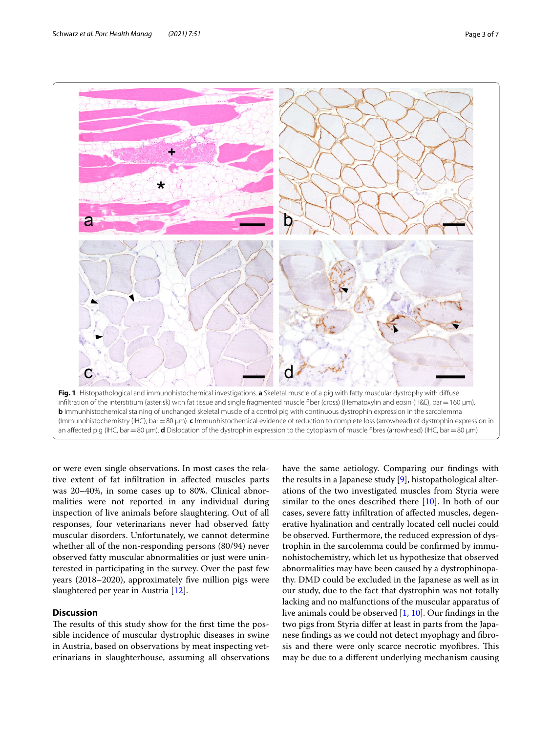**Fig. 1** Histopathological and immunohistochemical investigations. **a** Skeletal muscle of a pig with fatty muscular dystrophy with diffuse infiltration of the interstitium (asterisk) with fat tissue and single fragmented muscle fiber (cross) (Hematoxylin and eosin (H&E), bar = 160 µm). **b** Immunhistochemical staining of unchanged skeletal muscle of a control pig with continuous dystrophin expression in the sarcolemma (Immunohistochemistry (IHC), bar = 80 µm). **c** Immunhistochemical evidence of reduction to complete loss (arrowhead) of dystrophin expression in an affected pig (IHC, bar = 80 µm). **d** Dislocation of the dystrophin expression to the cytoplasm of muscle fibres (arrowhead) (IHC, bar = 80 µm)

or were even single observations. In most cases the relative extent of fat infiltration in affected muscles parts was 20–40%, in some cases up to 80%. Clinical abnormalities were not reported in any individual during inspection of live animals before slaughtering. Out of all responses, four veterinarians never had observed fatty muscular disorders. Unfortunately, we cannot determine whether all of the non-responding persons (80/94) never observed fatty muscular abnormalities or just were uninterested in participating in the survey. Over the past few years (2018–2020), approximately five million pigs were slaughtered per year in Austria [12].

## Discussion

The results of this study show for the first time the possible incidence of muscular dystrophic diseases in swine in Austria, based on observations by meat inspecting veterinarians in slaughterhouse, assuming all observations have the same aetiology. Comparing our findings with the results in a Japanese study [9], histopathological alterations of the two investigated muscles from Styria were similar to the ones described there [10]. In both of our cases, severe fatty infiltration of affected muscles, degenerative hyalination and centrally located cell nuclei could be observed. Furthermore, the reduced expression of dystrophin in the sarcolemma could be confirmed by immunohistochemistry, which let us hypothesize that observed abnormalities may have been caused by a dystrophinopathy. DMD could be excluded in the Japanese as well as in our study, due to the fact that dystrophin was not totally lacking and no malfunctions of the muscular apparatus of live animals could be observed [1, 10]. Our findings in the two pigs from Styria differ at least in parts from the Japanese findings as we could not detect myophagy and fibrosis and there were only scarce necrotic myofibres. This may be due to a different underlying mechanism causing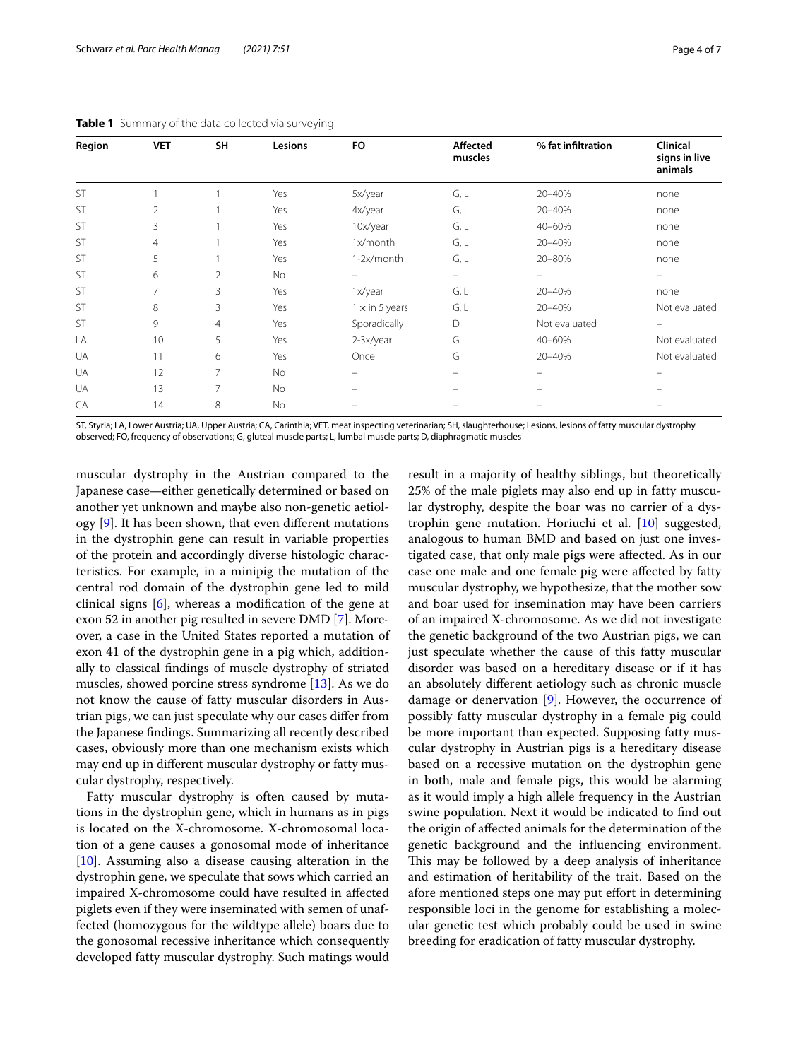**Table 1** Summary of the data collected via surveying

| Region | VET | SH | Lesions | FO | Affected muscles | % fat infiltration | Clinical signs in live animals |
|---|---|---|---|---|---|---|---|
| ST | 1 | 1 | Yes | 5x/year | G, L | 20–40% | none |
| ST | 2 | 1 | Yes | 4x/year | G, L | 20–40% | none |
| ST | 3 | 1 | Yes | 10x/year | G, L | 40–60% | none |
| ST | 4 | 1 | Yes | 1x/month | G, L | 20–40% | none |
| ST | 5 | 1 | Yes | 1-2x/month | G, L | 20–80% | none |
| ST | 6 | 2 | No | – | – | – | – |
| ST | 7 | 3 | Yes | 1x/year | G, L | 20–40% | none |
| ST | 8 | 3 | Yes | 1 × in 5 years | G, L | 20–40% | Not evaluated |
| ST | 9 | 4 | Yes | Sporadically | D | Not evaluated | – |
| LA | 10 | 5 | Yes | 2-3x/year | G | 40–60% | Not evaluated |
| UA | 11 | 6 | Yes | Once | G | 20–40% | Not evaluated |
| UA | 12 | 7 | No | – | – | – | – |
| UA | 13 | 7 | No | – | – | – | – |
| CA | 14 | 8 | No | – | – | – | – |

ST, Styria; LA, Lower Austria; UA, Upper Austria; CA, Carinthia; VET, meat inspecting veterinarian; SH, slaughterhouse; Lesions, lesions of fatty muscular dystrophy observed; FO, frequency of observations; G, gluteal muscle parts; L, lumbal muscle parts; D, diaphragmatic muscles

muscular dystrophy in the Austrian compared to the Japanese case—either genetically determined or based on another yet unknown and maybe also non-genetic aetiology [9]. It has been shown, that even different mutations in the dystrophin gene can result in variable properties of the protein and accordingly diverse histologic characteristics. For example, in a minipig the mutation of the central rod domain of the dystrophin gene led to mild clinical signs [6], whereas a modification of the gene at exon 52 in another pig resulted in severe DMD [7]. Moreover, a case in the United States reported a mutation of exon 41 of the dystrophin gene in a pig which, additionally to classical findings of muscle dystrophy of striated muscles, showed porcine stress syndrome [13]. As we do not know the cause of fatty muscular disorders in Austrian pigs, we can just speculate why our cases differ from the Japanese findings. Summarizing all recently described cases, obviously more than one mechanism exists which may end up in different muscular dystrophy or fatty muscular dystrophy, respectively.

Fatty muscular dystrophy is often caused by mutations in the dystrophin gene, which in humans as in pigs is located on the X-chromosome. X-chromosomal location of a gene causes a gonosomal mode of inheritance [10]. Assuming also a disease causing alteration in the dystrophin gene, we speculate that sows which carried an impaired X-chromosome could have resulted in affected piglets even if they were inseminated with semen of unaffected (homozygous for the wildtype allele) boars due to the gonosomal recessive inheritance which consequently developed fatty muscular dystrophy. Such matings would result in a majority of healthy siblings, but theoretically 25% of the male piglets may also end up in fatty muscular dystrophy, despite the boar was no carrier of a dystrophin gene mutation. Horiuchi et al. [10] suggested, analogous to human BMD and based on just one investigated case, that only male pigs were affected. As in our case one male and one female pig were affected by fatty muscular dystrophy, we hypothesize, that the mother sow and boar used for insemination may have been carriers of an impaired X-chromosome. As we did not investigate the genetic background of the two Austrian pigs, we can just speculate whether the cause of this fatty muscular disorder was based on a hereditary disease or if it has an absolutely different aetiology such as chronic muscle damage or denervation [9]. However, the occurrence of possibly fatty muscular dystrophy in a female pig could be more important than expected. Supposing fatty muscular dystrophy in Austrian pigs is a hereditary disease based on a recessive mutation on the dystrophin gene in both, male and female pigs, this would be alarming as it would imply a high allele frequency in the Austrian swine population. Next it would be indicated to find out the origin of affected animals for the determination of the genetic background and the influencing environment. This may be followed by a deep analysis of inheritance and estimation of heritability of the trait. Based on the afore mentioned steps one may put effort in determining responsible loci in the genome for establishing a molecular genetic test which probably could be used in swine breeding for eradication of fatty muscular dystrophy.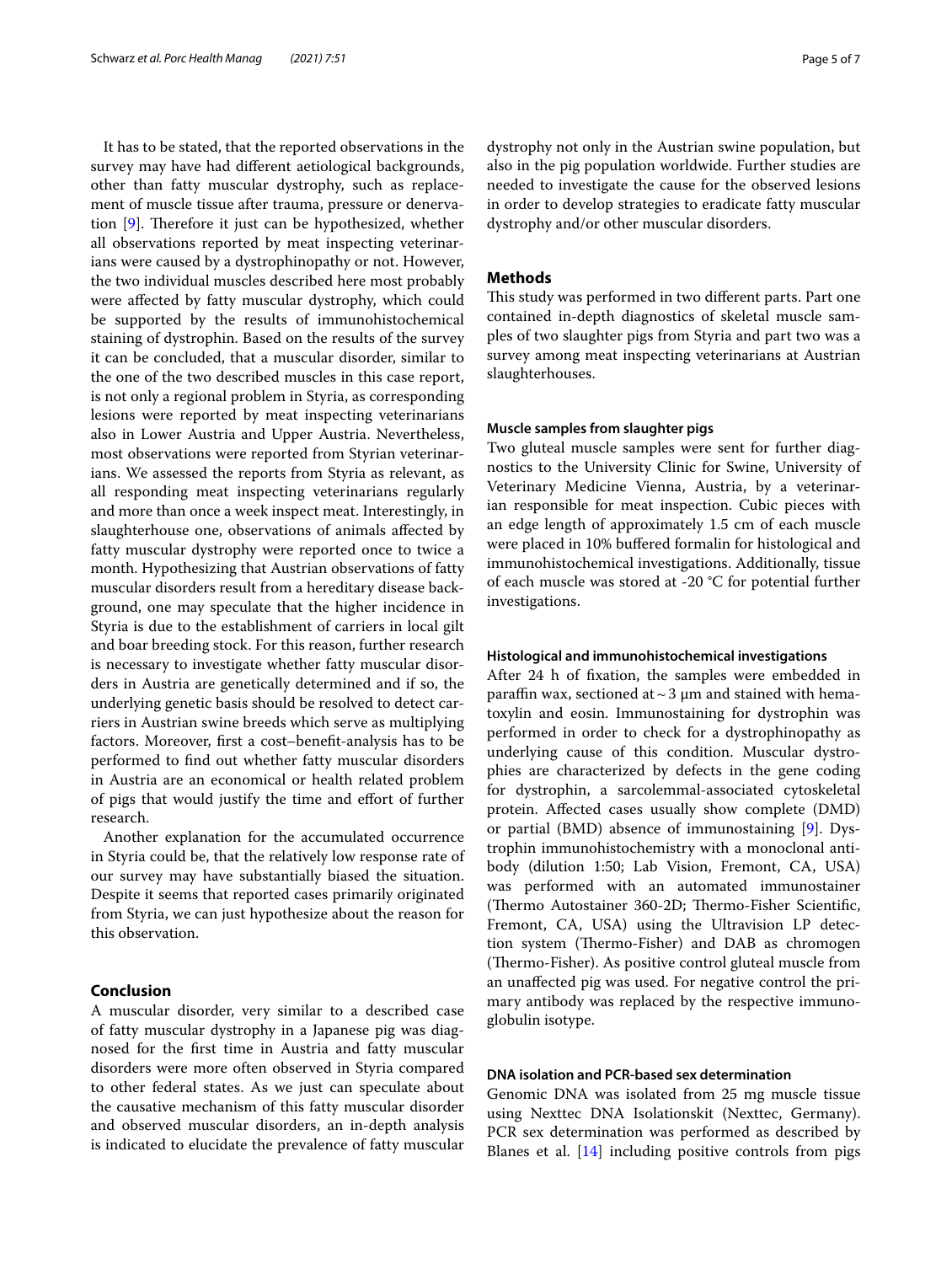It has to be stated, that the reported observations in the survey may have had different aetiological backgrounds, other than fatty muscular dystrophy, such as replacement of muscle tissue after trauma, pressure or denervation [9]. Therefore it just can be hypothesized, whether all observations reported by meat inspecting veterinarians were caused by a dystrophinopathy or not. However, the two individual muscles described here most probably were affected by fatty muscular dystrophy, which could be supported by the results of immunohistochemical staining of dystrophin. Based on the results of the survey it can be concluded, that a muscular disorder, similar to the one of the two described muscles in this case report, is not only a regional problem in Styria, as corresponding lesions were reported by meat inspecting veterinarians also in Lower Austria and Upper Austria. Nevertheless, most observations were reported from Styrian veterinarians. We assessed the reports from Styria as relevant, as all responding meat inspecting veterinarians regularly and more than once a week inspect meat. Interestingly, in slaughterhouse one, observations of animals affected by fatty muscular dystrophy were reported once to twice a month. Hypothesizing that Austrian observations of fatty muscular disorders result from a hereditary disease background, one may speculate that the higher incidence in Styria is due to the establishment of carriers in local gilt and boar breeding stock. For this reason, further research is necessary to investigate whether fatty muscular disorders in Austria are genetically determined and if so, the underlying genetic basis should be resolved to detect carriers in Austrian swine breeds which serve as multiplying factors. Moreover, first a cost–benefit-analysis has to be performed to find out whether fatty muscular disorders in Austria are an economical or health related problem of pigs that would justify the time and effort of further research.

Another explanation for the accumulated occurrence in Styria could be, that the relatively low response rate of our survey may have substantially biased the situation. Despite it seems that reported cases primarily originated from Styria, we can just hypothesize about the reason for this observation.

## Conclusion

A muscular disorder, very similar to a described case of fatty muscular dystrophy in a Japanese pig was diagnosed for the first time in Austria and fatty muscular disorders were more often observed in Styria compared to other federal states. As we just can speculate about the causative mechanism of this fatty muscular disorder and observed muscular disorders, an in-depth analysis is indicated to elucidate the prevalence of fatty muscular dystrophy not only in the Austrian swine population, but also in the pig population worldwide. Further studies are needed to investigate the cause for the observed lesions in order to develop strategies to eradicate fatty muscular dystrophy and/or other muscular disorders.

## Methods

This study was performed in two different parts. Part one contained in-depth diagnostics of skeletal muscle samples of two slaughter pigs from Styria and part two was a survey among meat inspecting veterinarians at Austrian slaughterhouses.

### Muscle samples from slaughter pigs

Two gluteal muscle samples were sent for further diagnostics to the University Clinic for Swine, University of Veterinary Medicine Vienna, Austria, by a veterinarian responsible for meat inspection. Cubic pieces with an edge length of approximately 1.5 cm of each muscle were placed in 10% buffered formalin for histological and immunohistochemical investigations. Additionally, tissue of each muscle was stored at -20 °C for potential further investigations.

### Histological and immunohistochemical investigations

After 24 h of fixation, the samples were embedded in paraffin wax, sectioned at ~ 3 µm and stained with hematoxylin and eosin. Immunostaining for dystrophin was performed in order to check for a dystrophinopathy as underlying cause of this condition. Muscular dystrophies are characterized by defects in the gene coding for dystrophin, a sarcolemmal-associated cytoskeletal protein. Affected cases usually show complete (DMD) or partial (BMD) absence of immunostaining [9]. Dystrophin immunohistochemistry with a monoclonal antibody (dilution 1:50; Lab Vision, Fremont, CA, USA) was performed with an automated immunostainer (Thermo Autostainer 360-2D; Thermo-Fisher Scientific, Fremont, CA, USA) using the Ultravision LP detection system (Thermo-Fisher) and DAB as chromogen (Thermo-Fisher). As positive control gluteal muscle from an unaffected pig was used. For negative control the primary antibody was replaced by the respective immunoglobulin isotype.

### DNA isolation and PCR-based sex determination

Genomic DNA was isolated from 25 mg muscle tissue using Nexttec DNA Isolationskit (Nexttec, Germany). PCR sex determination was performed as described by Blanes et al. [14] including positive controls from pigs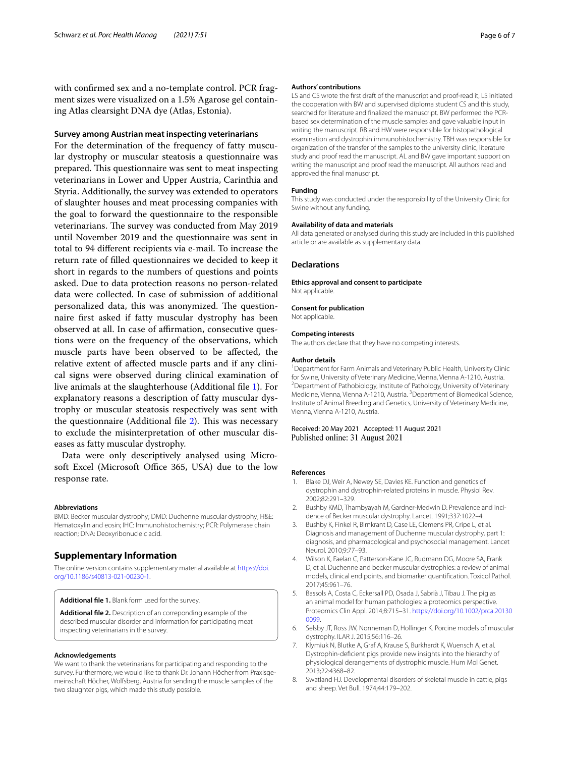with confirmed sex and a no-template control. PCR fragment sizes were visualized on a 1.5% Agarose gel containing Atlas clearsight DNA dye (Atlas, Estonia).

### Survey among Austrian meat inspecting veterinarians

For the determination of the frequency of fatty muscular dystrophy or muscular steatosis a questionnaire was prepared. This questionnaire was sent to meat inspecting veterinarians in Lower and Upper Austria, Carinthia and Styria. Additionally, the survey was extended to operators of slaughter houses and meat processing companies with the goal to forward the questionnaire to the responsible veterinarians. The survey was conducted from May 2019 until November 2019 and the questionnaire was sent in total to 94 different recipients via e-mail. To increase the return rate of filled questionnaires we decided to keep it short in regards to the numbers of questions and points asked. Due to data protection reasons no person-related data were collected. In case of submission of additional personalized data, this was anonymized. The questionnaire first asked if fatty muscular dystrophy has been observed at all. In case of affirmation, consecutive questions were on the frequency of the observations, which muscle parts have been observed to be affected, the relative extent of affected muscle parts and if any clinical signs were observed during clinical examination of live animals at the slaughterhouse (Additional file 1). For explanatory reasons a description of fatty muscular dystrophy or muscular steatosis respectively was sent with the questionnaire (Additional file 2). This was necessary to exclude the misinterpretation of other muscular diseases as fatty muscular dystrophy.

Data were only descriptively analysed using Microsoft Excel (Microsoft Office 365, USA) due to the low response rate.

#### Abbreviations

BMD: Becker muscular dystrophy; DMD: Duchenne muscular dystrophy; H&E: Hematoxylin and eosin; IHC: Immunohistochemistry; PCR: Polymerase chain reaction; DNA: Deoxyribonucleic acid.

## Supplementary Information

The online version contains supplementary material available at https://doi.org/10.1186/s40813-021-00230-1.

**Additional file 1.** Blank form used for the survey.

**Additional file 2.** Description of an correponding example of the described muscular disorder and information for participating meat inspecting veterinarians in the survey.

#### Acknowledgements

We want to thank the veterinarians for participating and responding to the survey. Furthermore, we would like to thank Dr. Johann Höcher from Praxisgemeinschaft Höcher, Wolfsberg, Austria for sending the muscle samples of the two slaughter pigs, which made this study possible.

#### Authors' contributions

LS and CS wrote the first draft of the manuscript and proof-read it, LS initiated the cooperation with BW and supervised diploma student CS and this study, searched for literature and finalized the manuscript. BW performed the PCR-based sex determination of the muscle samples and gave valuable input in writing the manuscript. RB and HW were responsible for histopathological examination and dystrophin immunohistochemistry. TBH was responsible for organization of the transfer of the samples to the university clinic, literature study and proof read the manuscript. AL and BW gave important support on writing the manuscript and proof read the manuscript. All authors read and approved the final manuscript.

#### Funding

This study was conducted under the responsibility of the University Clinic for Swine without any funding.

#### Availability of data and materials

All data generated or analysed during this study are included in this published article or are available as supplementary data.

## Declarations

#### Ethics approval and consent to participate

Not applicable.

#### Consent for publication

Not applicable.

#### Competing interests

The authors declare that they have no competing interests.

#### Author details

[1]Department for Farm Animals and Veterinary Public Health, University Clinic for Swine, University of Veterinary Medicine, Vienna, Vienna A-1210, Austria. [2]Department of Pathobiology, Institute of Pathology, University of Veterinary Medicine, Vienna, Vienna A-1210, Austria. [3]Department of Biomedical Science, Institute of Animal Breeding and Genetics, University of Veterinary Medicine, Vienna, Vienna A-1210, Austria.

Received: 20 May 2021 Accepted: 11 August 2021
Published online: 31 August 2021

#### References

1. Blake DJ, Weir A, Newey SE, Davies KE. Function and genetics of dystrophin and dystrophin-related proteins in muscle. Physiol Rev. 2002;82:291–329.
2. Bushby KMD, Thambyayah M, Gardner-Medwin D. Prevalence and incidence of Becker muscular dystrophy. Lancet. 1991;337:1022–4.
3. Bushby K, Finkel R, Birnkrant D, Case LE, Clemens PR, Cripe L, et al. Diagnosis and management of Duchenne muscular dystrophy, part 1: diagnosis, and pharmacological and psychosocial management. Lancet Neurol. 2010;9:77–93.
4. Wilson K, Faelan C, Patterson-Kane JC, Rudmann DG, Moore SA, Frank D, et al. Duchenne and becker muscular dystrophies: a review of animal models, clinical end points, and biomarker quantification. Toxicol Pathol. 2017;45:961–76.
5. Bassols A, Costa C, Eckersall PD, Osada J, Sabrià J, Tibau J. The pig as an animal model for human pathologies: a proteomics perspective. Proteomics Clin Appl. 2014;8:715–31. https://doi.org/10.1002/prca.201300099.
6. Selsby JT, Ross JW, Nonneman D, Hollinger K. Porcine models of muscular dystrophy. ILAR J. 2015;56:116–26.
7. Klymiuk N, Blutke A, Graf A, Krause S, Burkhardt K, Wuensch A, et al. Dystrophin-deficient pigs provide new insights into the hierarchy of physiological derangements of dystrophic muscle. Hum Mol Genet. 2013;22:4368–82.
8. Swatland HJ. Developmental disorders of skeletal muscle in cattle, pigs and sheep. Vet Bull. 1974;44:179–202.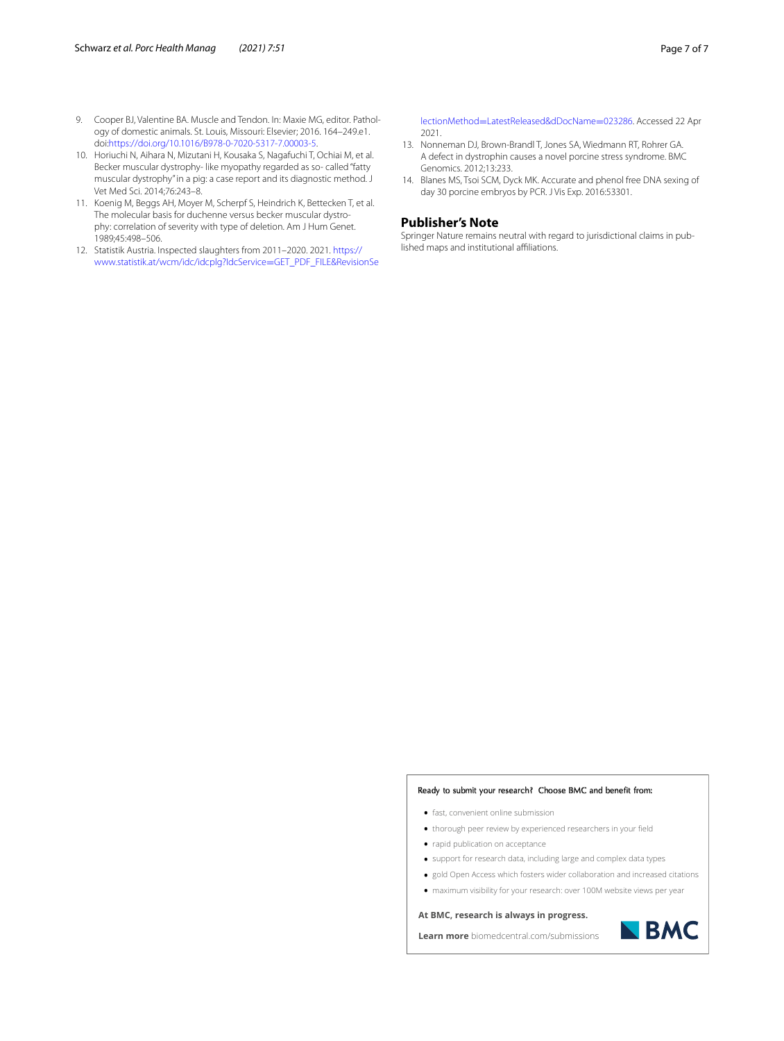9. Cooper BJ, Valentine BA. Muscle and Tendon. In: Maxie MG, editor. Pathology of domestic animals. St. Louis, Missouri: Elsevier; 2016. 164–249.e1. doi:https://doi.org/10.1016/B978-0-7020-5317-7.00003-5.
10. Horiuchi N, Aihara N, Mizutani H, Kousaka S, Nagafuchi T, Ochiai M, et al. Becker muscular dystrophy- like myopathy regarded as so- called "fatty muscular dystrophy" in a pig: a case report and its diagnostic method. J Vet Med Sci. 2014;76:243–8.
11. Koenig M, Beggs AH, Moyer M, Scherpf S, Heindrich K, Bettecken T, et al. The molecular basis for duchenne versus becker muscular dystrophy: correlation of severity with type of deletion. Am J Hum Genet. 1989;45:498–506.
12. Statistik Austria. Inspected slaughters from 2011–2020. 2021. https://www.statistik.at/wcm/idc/idcplg?IdcService=GET_PDF_FILE&RevisionSelectionMethod=LatestReleased&dDocName=023286. Accessed 22 Apr 2021.
13. Nonneman DJ, Brown-Brandl T, Jones SA, Wiedmann RT, Rohrer GA. A defect in dystrophin causes a novel porcine stress syndrome. BMC Genomics. 2012;13:233.
14. Blanes MS, Tsoi SCM, Dyck MK. Accurate and phenol free DNA sexing of day 30 porcine embryos by PCR. J Vis Exp. 2016:53301.

## Publisher's Note

Springer Nature remains neutral with regard to jurisdictional claims in published maps and institutional affiliations.

Ready to submit your research? Choose BMC and benefit from:

- fast, convenient online submission
- thorough peer review by experienced researchers in your field
- rapid publication on acceptance
- support for research data, including large and complex data types
- gold Open Access which fosters wider collaboration and increased citations
- maximum visibility for your research: over 100M website views per year

**At BMC, research is always in progress.**

**Learn more** biomedcentral.com/submissions

BMC